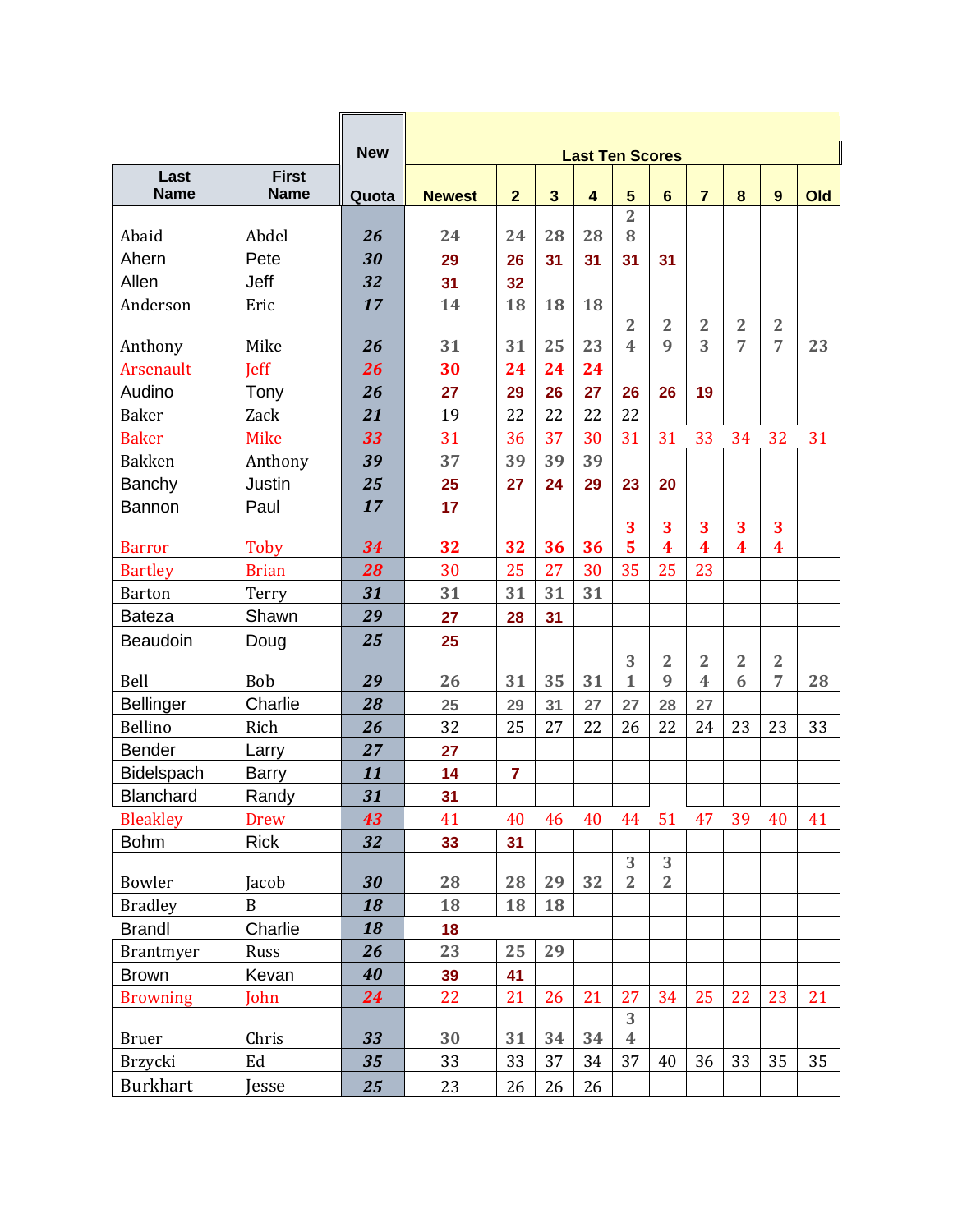| Last Name | First Name | New Quota | Last Ten Scores | | | | | | | | | |
|---|---|---|---|---|---|---|---|---|---|---|---|---|
| | | | Newest | 2 | 3 | 4 | 5 | 6 | 7 | 8 | 9 | Old |
| Abaid | Abdel | 26 | 24 | 24 | 28 | 28 | 28 | | | | | |
| Ahern | Pete | 30 | 29 | 26 | 31 | 31 | 31 | 31 | | | | |
| Allen | Jeff | 32 | 31 | 32 | | | | | | | | |
| Anderson | Eric | 17 | 14 | 18 | 18 | 18 | | | | | | |
| Anthony | Mike | 26 | 31 | 31 | 25 | 23 | 24 | 29 | 23 | 27 | 27 | 23 |
| Arsenault | Jeff | 26 | 30 | 24 | 24 | 24 | | | | | | |
| Audino | Tony | 26 | 27 | 29 | 26 | 27 | 26 | 26 | 19 | | | |
| Baker | Zack | 21 | 19 | 22 | 22 | 22 | 22 | | | | | |
| Baker | Mike | 33 | 31 | 36 | 37 | 30 | 31 | 31 | 33 | 34 | 32 | 31 |
| Bakken | Anthony | 39 | 37 | 39 | 39 | 39 | | | | | | |
| Banchy | Justin | 25 | 25 | 27 | 24 | 29 | 23 | 20 | | | | |
| Bannon | Paul | 17 | 17 | | | | | | | | | |
| Barror | Toby | 34 | 32 | 32 | 36 | 36 | 35 | 34 | 34 | 34 | 34 | |
| Bartley | Brian | 28 | 30 | 25 | 27 | 30 | 35 | 25 | 23 | | | |
| Barton | Terry | 31 | 31 | 31 | 31 | 31 | | | | | | |
| Bateza | Shawn | 29 | 27 | 28 | 31 | | | | | | | |
| Beaudoin | Doug | 25 | 25 | | | | | | | | | |
| Bell | Bob | 29 | 26 | 31 | 35 | 31 | 31 | 29 | 24 | 26 | 27 | 28 |
| Bellinger | Charlie | 28 | 25 | 29 | 31 | 27 | 27 | 28 | 27 | | | |
| Bellino | Rich | 26 | 32 | 25 | 27 | 22 | 26 | 22 | 24 | 23 | 23 | 33 |
| Bender | Larry | 27 | 27 | | | | | | | | | |
| Bidelspach | Barry | 11 | 14 | 7 | | | | | | | | |
| Blanchard | Randy | 31 | 31 | | | | | | | | | |
| Bleakley | Drew | 43 | 41 | 40 | 46 | 40 | 44 | 51 | 47 | 39 | 40 | 41 |
| Bohm | Rick | 32 | 33 | 31 | | | | | | | | |
| Bowler | Jacob | 30 | 28 | 28 | 29 | 32 | 32 | 32 | | | | |
| Bradley | B | 18 | 18 | 18 | 18 | | | | | | | |
| Brandl | Charlie | 18 | 18 | | | | | | | | | |
| Brantmyer | Russ | 26 | 23 | 25 | 29 | | | | | | | |
| Brown | Kevan | 40 | 39 | 41 | | | | | | | | |
| Browning | John | 24 | 22 | 21 | 26 | 21 | 27 | 34 | 25 | 22 | 23 | 21 |
| Bruer | Chris | 33 | 30 | 31 | 34 | 34 | 34 | | | | | |
| Brzycki | Ed | 35 | 33 | 33 | 37 | 34 | 37 | 40 | 36 | 33 | 35 | 35 |
| Burkhart | Jesse | 25 | 23 | 26 | 26 | 26 | | | | | | |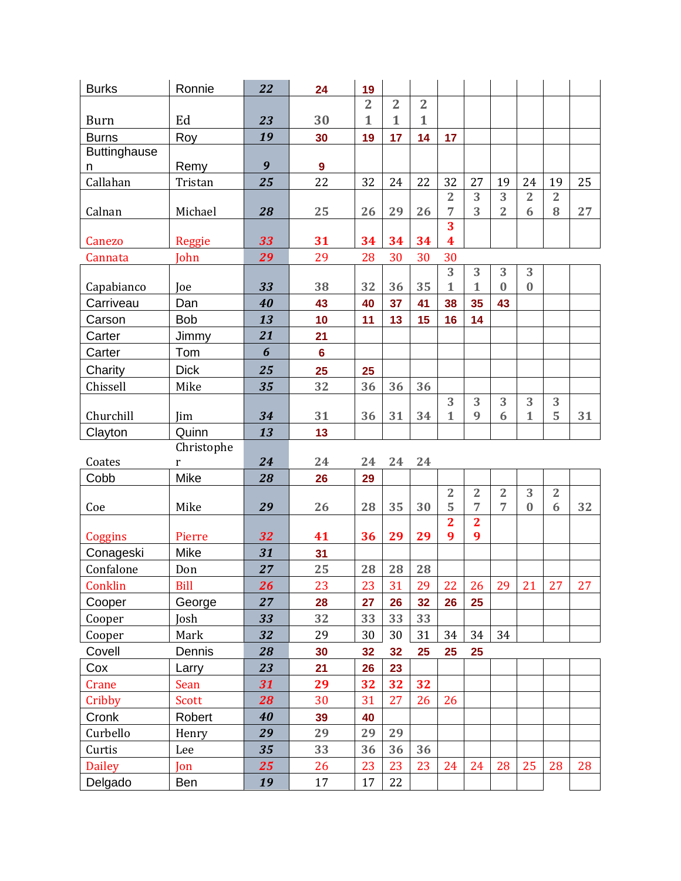| Burks | Ronnie | 22 | 24 | 19 | | | | | | | | |
|---|---|---|---|---|---|---|---|---|---|---|---|---|
| Burn | Ed | 23 | 30 | 21 | 21 | 21 | | | | | | |
| Burns | Roy | 19 | 30 | 19 | 17 | 14 | 17 | | | | | |
| Buttinghausen | Remy | 9 | 9 | | | | | | | | | |
| Callahan | Tristan | 25 | 22 | 32 | 24 | 22 | 32 | 27 | 19 | 24 | 19 | 25 |
| Calnan | Michael | 28 | 25 | 26 | 29 | 26 | 27 | 33 | 32 | 26 | 28 | 27 |
| Canezo | Reggie | 33 | 31 | 34 | 34 | 34 | 34 | | | | | |
| Cannata | John | 29 | 29 | 28 | 30 | 30 | 30 | | | | | |
| Capabianco | Joe | 33 | 38 | 32 | 36 | 35 | 31 | 31 | 30 | 30 | | |
| Carriveau | Dan | 40 | 43 | 40 | 37 | 41 | 38 | 35 | 43 | | | |
| Carson | Bob | 13 | 10 | 11 | 13 | 15 | 16 | 14 | | | | |
| Carter | Jimmy | 21 | 21 | | | | | | | | | |
| Carter | Tom | 6 | 6 | | | | | | | | | |
| Charity | Dick | 25 | 25 | 25 | | | | | | | | |
| Chissell | Mike | 35 | 32 | 36 | 36 | 36 | | | | | | |
| Churchill | Jim | 34 | 31 | 36 | 31 | 34 | 31 | 39 | 36 | 31 | 35 | 31 |
| Clayton | Quinn | 13 | 13 | | | | | | | | | |
| Coates | Christopher | 24 | 24 | 24 | 24 | 24 | | | | | | |
| Cobb | Mike | 28 | 26 | 29 | | | | | | | | |
| Coe | Mike | 29 | 26 | 28 | 35 | 30 | 25 | 27 | 27 | 30 | 26 | 32 |
| Coggins | Pierre | 32 | 41 | 36 | 29 | 29 | 29 | 29 | | | | |
| Conageski | Mike | 31 | 31 | | | | | | | | | |
| Confalone | Don | 27 | 25 | 28 | 28 | 28 | | | | | | |
| Conklin | Bill | 26 | 23 | 23 | 31 | 29 | 22 | 26 | 29 | 21 | 27 | 27 |
| Cooper | George | 27 | 28 | 27 | 26 | 32 | 26 | 25 | | | | |
| Cooper | Josh | 33 | 32 | 33 | 33 | 33 | | | | | | |
| Cooper | Mark | 32 | 29 | 30 | 30 | 31 | 34 | 34 | 34 | | | |
| Covell | Dennis | 28 | 30 | 32 | 32 | 25 | 25 | 25 | | | | |
| Cox | Larry | 23 | 21 | 26 | 23 | | | | | | | |
| Crane | Sean | 31 | 29 | 32 | 32 | 32 | | | | | | |
| Cribby | Scott | 28 | 30 | 31 | 27 | 26 | 26 | | | | | |
| Cronk | Robert | 40 | 39 | 40 | | | | | | | | |
| Curbello | Henry | 29 | 29 | 29 | 29 | | | | | | | |
| Curtis | Lee | 35 | 33 | 36 | 36 | 36 | | | | | | |
| Dailey | Jon | 25 | 26 | 23 | 23 | 23 | 24 | 24 | 28 | 25 | 28 | 28 |
| Delgado | Ben | 19 | 17 | 17 | 22 | | | | | | | |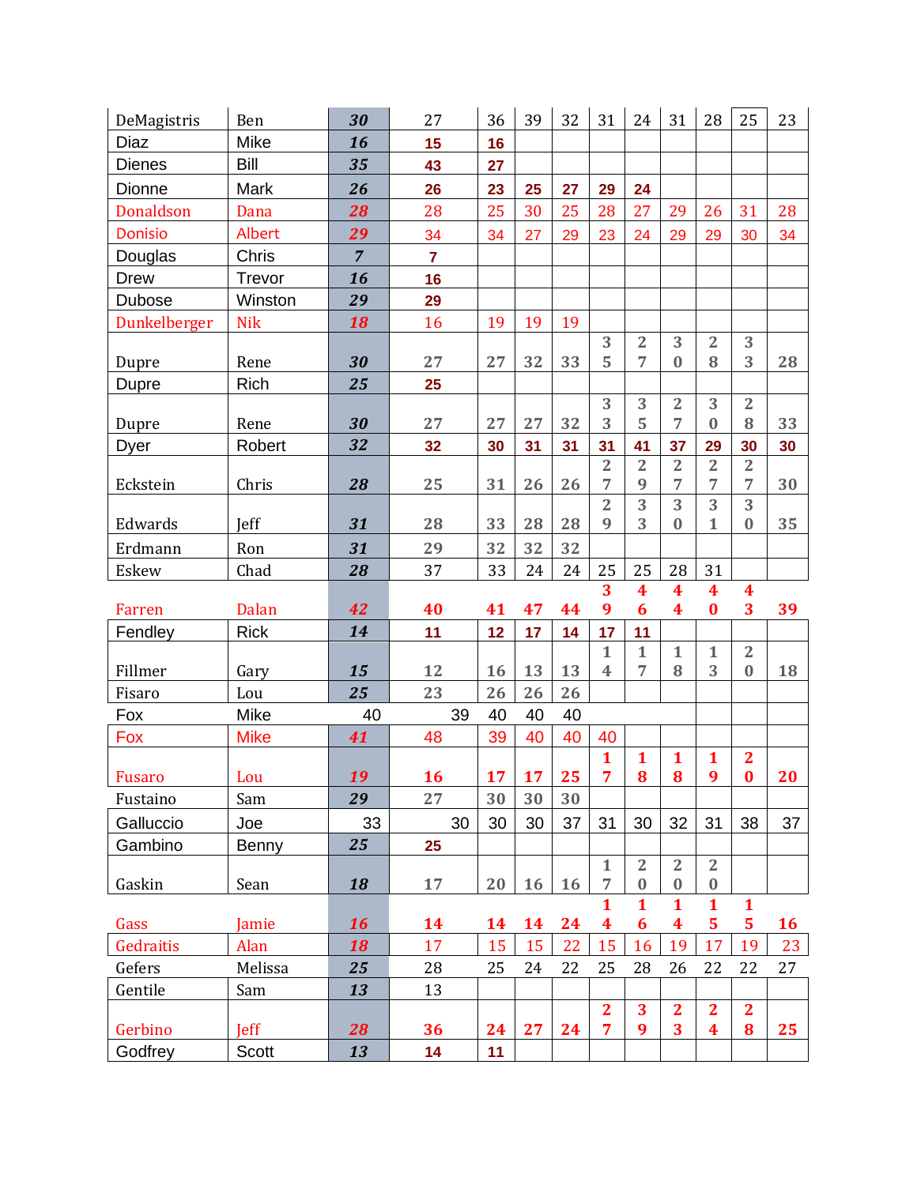| DeMagistris | Ben | 30 | 27 | 36 | 39 | 32 | 31 | 24 | 31 | 28 | 25 | 23 |
|---|---|---|---|---|---|---|---|---|---|---|---|---|
| Diaz | Mike | 16 | 15 | 16 | | | | | | | | |
| Dienes | Bill | 35 | 43 | 27 | | | | | | | | |
| Dionne | Mark | 26 | 26 | 23 | 25 | 27 | 29 | 24 | | | | |
| Donaldson | Dana | 28 | 28 | 25 | 30 | 25 | 28 | 27 | 29 | 26 | 31 | 28 |
| Donisio | Albert | 29 | 34 | 34 | 27 | 29 | 23 | 24 | 29 | 29 | 30 | 34 |
| Douglas | Chris | 7 | 7 | | | | | | | | | |
| Drew | Trevor | 16 | 16 | | | | | | | | | |
| Dubose | Winston | 29 | 29 | | | | | | | | | |
| Dunkelberger | Nik | 18 | 16 | 19 | 19 | 19 | | | | | | |
| Dupre | Rene | 30 | 27 | 27 | 32 | 33 | 35 | 27 | 30 | 28 | 33 | 28 |
| Dupre | Rich | 25 | 25 | | | | | | | | | |
| Dupre | Rene | 30 | 27 | 27 | 27 | 32 | 33 | 35 | 27 | 30 | 28 | 33 |
| Dyer | Robert | 32 | 32 | 30 | 31 | 31 | 31 | 41 | 37 | 29 | 30 | 30 |
| Eckstein | Chris | 28 | 25 | 31 | 26 | 26 | 27 | 29 | 27 | 27 | 27 | 30 |
| Edwards | Jeff | 31 | 28 | 33 | 28 | 28 | 29 | 33 | 30 | 31 | 30 | 35 |
| Erdmann | Ron | 31 | 29 | 32 | 32 | 32 | | | | | | |
| Eskew | Chad | 28 | 37 | 33 | 24 | 24 | 25 | 25 | 28 | 31 | | |
| Farren | Dalan | 42 | 40 | 41 | 47 | 44 | 39 | 46 | 44 | 40 | 43 | 39 |
| Fendley | Rick | 14 | 11 | 12 | 17 | 14 | 17 | 11 | | | | |
| Fillmer | Gary | 15 | 12 | 16 | 13 | 13 | 14 | 17 | 18 | 13 | 20 | 18 |
| Fisaro | Lou | 25 | 23 | 26 | 26 | 26 | | | | | | |
| Fox | Mike | 40 | 39 | 40 | 40 | 40 | | | | | | |
| Fox | Mike | 41 | 48 | 39 | 40 | 40 | 40 | | | | | |
| Fusaro | Lou | 19 | 16 | 17 | 17 | 25 | 17 | 18 | 18 | 19 | 20 | 20 |
| Fustaino | Sam | 29 | 27 | 30 | 30 | 30 | | | | | | |
| Galluccio | Joe | 33 | 30 | 30 | 30 | 37 | 31 | 30 | 32 | 31 | 38 | 37 |
| Gambino | Benny | 25 | 25 | | | | | | | | | |
| Gaskin | Sean | 18 | 17 | 20 | 16 | 16 | 17 | 20 | 20 | 20 | | |
| Gass | Jamie | 16 | 14 | 14 | 14 | 24 | 14 | 16 | 14 | 15 | 15 | 16 |
| Gedraitis | Alan | 18 | 17 | 15 | 15 | 22 | 15 | 16 | 19 | 17 | 19 | 23 |
| Gefers | Melissa | 25 | 28 | 25 | 24 | 22 | 25 | 28 | 26 | 22 | 22 | 27 |
| Gentile | Sam | 13 | 13 | | | | | | | | | |
| Gerbino | Jeff | 28 | 36 | 24 | 27 | 24 | 27 | 39 | 23 | 24 | 28 | 25 |
| Godfrey | Scott | 13 | 14 | 11 | | | | | | | | |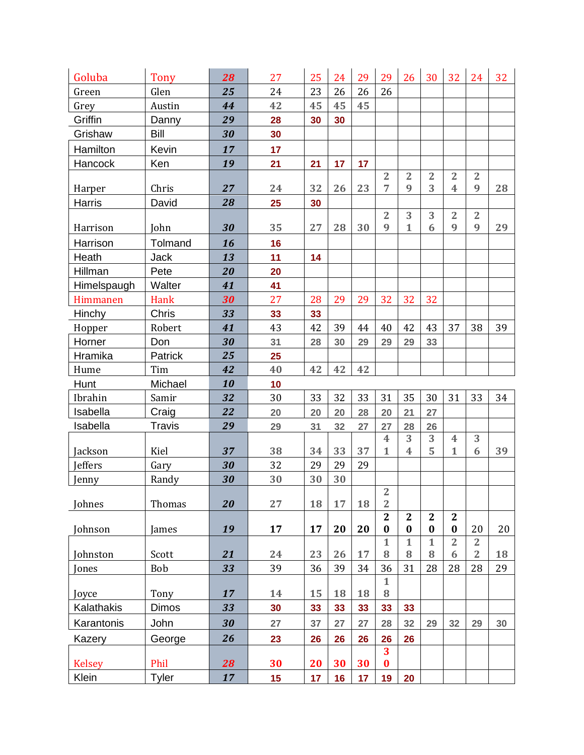| | | | | | | | | | | | | |
|---|---|---|---|---|---|---|---|---|---|---|---|---|
| Goluba | Tony | ***28*** | 27 | 25 | 24 | 29 | 29 | 26 | 30 | 32 | 24 | 32 |
| Green | Glen | ***25*** | 24 | 23 | 26 | 26 | 26 | | | | | |
| Grey | Austin | ***44*** | 42 | 45 | 45 | 45 | | | | | | |
| Griffin | Danny | ***29*** | 28 | 30 | 30 | | | | | | | |
| Grishaw | Bill | ***30*** | 30 | | | | | | | | | |
| Hamilton | Kevin | ***17*** | 17 | | | | | | | | | |
| Hancock | Ken | ***19*** | 21 | 21 | 17 | 17 | | | | | | |
| Harper | Chris | ***27*** | 24 | 32 | 26 | 23 | 27 | 29 | 23 | 24 | 29 | 28 |
| Harris | David | ***28*** | 25 | 30 | | | | | | | | |
| Harrison | John | ***30*** | 35 | 27 | 28 | 30 | 29 | 31 | 36 | 29 | 29 | 29 |
| Harrison | Tolmand | ***16*** | 16 | | | | | | | | | |
| Heath | Jack | ***13*** | 11 | 14 | | | | | | | | |
| Hillman | Pete | ***20*** | 20 | | | | | | | | | |
| Himelspaugh | Walter | ***41*** | 41 | | | | | | | | | |
| Himmanen | Hank | ***30*** | 27 | 28 | 29 | 29 | 32 | 32 | 32 | | | |
| Hinchy | Chris | ***33*** | 33 | 33 | | | | | | | | |
| Hopper | Robert | ***41*** | 43 | 42 | 39 | 44 | 40 | 42 | 43 | 37 | 38 | 39 |
| Horner | Don | ***30*** | 31 | 28 | 30 | 29 | 29 | 29 | 33 | | | |
| Hramika | Patrick | ***25*** | 25 | | | | | | | | | |
| Hume | Tim | ***42*** | 40 | 42 | 42 | 42 | | | | | | |
| Hunt | Michael | ***10*** | 10 | | | | | | | | | |
| Ibrahin | Samir | ***32*** | 30 | 33 | 32 | 33 | 31 | 35 | 30 | 31 | 33 | 34 |
| Isabella | Craig | ***22*** | 20 | 20 | 20 | 28 | 20 | 21 | 27 | | | |
| Isabella | Travis | ***29*** | 29 | 31 | 32 | 27 | 27 | 28 | 26 | | | |
| Jackson | Kiel | ***37*** | 38 | 34 | 33 | 37 | 41 | 34 | 35 | 41 | 36 | 39 |
| Jeffers | Gary | ***30*** | 32 | 29 | 29 | 29 | | | | | | |
| Jenny | Randy | ***30*** | 30 | 30 | 30 | | | | | | | |
| Johnes | Thomas | ***20*** | 27 | 18 | 17 | 18 | 22 | | | | | |
| Johnson | James | ***19*** | 17 | 17 | 20 | 20 | 20 | 20 | 20 | 20 | 20 | 20 |
| Johnston | Scott | ***21*** | 24 | 23 | 26 | 17 | 18 | 18 | 18 | 26 | 22 | 18 |
| Jones | Bob | ***33*** | 39 | 36 | 39 | 34 | 36 | 31 | 28 | 28 | 28 | 29 |
| Joyce | Tony | ***17*** | 14 | 15 | 18 | 18 | 18 | | | | | |
| Kalathakis | Dimos | ***33*** | 30 | 33 | 33 | 33 | 33 | 33 | | | | |
| Karantonis | John | ***30*** | 27 | 37 | 27 | 27 | 28 | 32 | 29 | 32 | 29 | 30 |
| Kazery | George | ***26*** | 23 | 26 | 26 | 26 | 26 | 26 | | | | |
| Kelsey | Phil | ***28*** | 30 | 20 | 30 | 30 | 30 | | | | | |
| Klein | Tyler | ***17*** | 15 | 17 | 16 | 17 | 19 | 20 | | | | |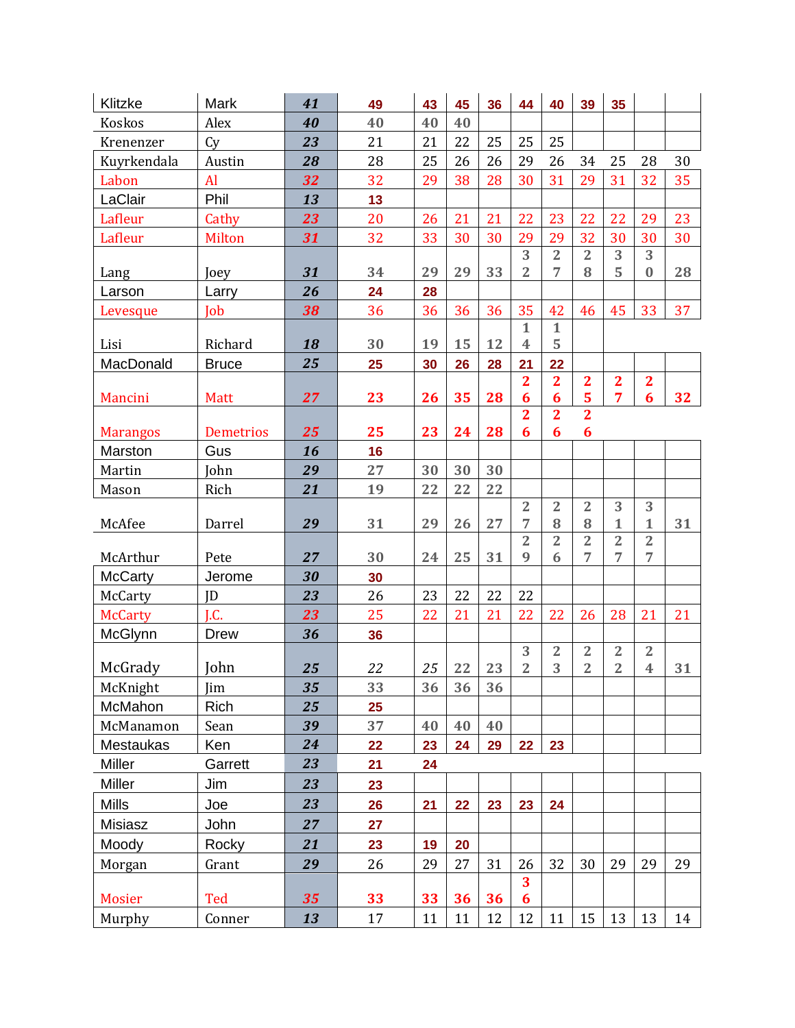| | | | | | | | | | | | | | |
|---|---|---|---|---|---|---|---|---|---|---|---|---|---|
| Klitzke | Mark | ***41*** | 49 | 43 | 45 | 36 | 44 | 40 | 39 | 35 | | | |
| Koskos | Alex | ***40*** | 40 | 40 | 40 | | | | | | | | |
| Krenenzer | Cy | ***23*** | 21 | 21 | 22 | 25 | 25 | 25 | | | | | |
| Kuyrkendala | Austin | ***28*** | 28 | 25 | 26 | 26 | 29 | 26 | 34 | 25 | 28 | 30 | |
| Labon | Al | ***32*** | 32 | 29 | 38 | 28 | 30 | 31 | 29 | 31 | 32 | 35 | |
| LaClair | Phil | ***13*** | 13 | | | | | | | | | | |
| Lafleur | Cathy | ***23*** | 20 | 26 | 21 | 21 | 22 | 23 | 22 | 22 | 29 | 23 | |
| Lafleur | Milton | ***31*** | 32 | 33 | 30 | 30 | 29 | 29 | 32 | 30 | 30 | 30 | |
| Lang | Joey | ***31*** | 34 | 29 | 29 | 33 | 32 | 27 | 28 | 35 | 30 | 28 | |
| Larson | Larry | ***26*** | 24 | 28 | | | | | | | | | |
| Levesque | Job | ***38*** | 36 | 36 | 36 | 36 | 35 | 42 | 46 | 45 | 33 | 37 | |
| Lisi | Richard | ***18*** | 30 | 19 | 15 | 12 | 14 | 15 | | | | | |
| MacDonald | Bruce | ***25*** | 25 | 30 | 26 | 28 | 21 | 22 | | | | | |
| Mancini | Matt | ***27*** | 23 | 26 | 35 | 28 | 26 | 26 | 25 | 27 | 26 | 32 | |
| Marangos | Demetrios | ***25*** | 25 | 23 | 24 | 28 | 26 | 26 | 26 | | | | |
| Marston | Gus | ***16*** | 16 | | | | | | | | | | |
| Martin | John | ***29*** | 27 | 30 | 30 | 30 | | | | | | | |
| Mason | Rich | ***21*** | 19 | 22 | 22 | 22 | | | | | | | |
| McAfee | Darrel | ***29*** | 31 | 29 | 26 | 27 | 27 | 28 | 28 | 31 | 31 | 31 | |
| McArthur | Pete | ***27*** | 30 | 24 | 25 | 31 | 29 | 26 | 27 | 27 | 27 | | |
| McCarty | Jerome | ***30*** | 30 | | | | | | | | | | |
| McCarty | JD | ***23*** | 26 | 23 | 22 | 22 | 22 | | | | | | |
| McCarty | J.C. | ***23*** | 25 | 22 | 21 | 21 | 22 | 22 | 26 | 28 | 21 | 21 | |
| McGlynn | Drew | ***36*** | 36 | | | | | | | | | | |
| McGrady | John | ***25*** | 22 | 25 | 22 | 23 | 32 | 23 | 22 | 22 | 24 | 31 | |
| McKnight | Jim | ***35*** | 33 | 36 | 36 | 36 | | | | | | | |
| McMahon | Rich | ***25*** | 25 | | | | | | | | | | |
| McManamon | Sean | ***39*** | 37 | 40 | 40 | 40 | | | | | | | |
| Mestaukas | Ken | ***24*** | 22 | 23 | 24 | 29 | 22 | 23 | | | | | |
| Miller | Garrett | ***23*** | 21 | 24 | | | | | | | | | |
| Miller | Jim | ***23*** | 23 | | | | | | | | | | |
| Mills | Joe | ***23*** | 26 | 21 | 22 | 23 | 23 | 24 | | | | | |
| Misiasz | John | ***27*** | 27 | | | | | | | | | | |
| Moody | Rocky | ***21*** | 23 | 19 | 20 | | | | | | | | |
| Morgan | Grant | ***29*** | 26 | 29 | 27 | 31 | 26 | 32 | 30 | 29 | 29 | 29 | |
| Mosier | Ted | ***35*** | 33 | 33 | 36 | 36 | 36 | | | | | | |
| Murphy | Conner | ***13*** | 17 | 11 | 11 | 12 | 12 | 11 | 15 | 13 | 13 | 14 | |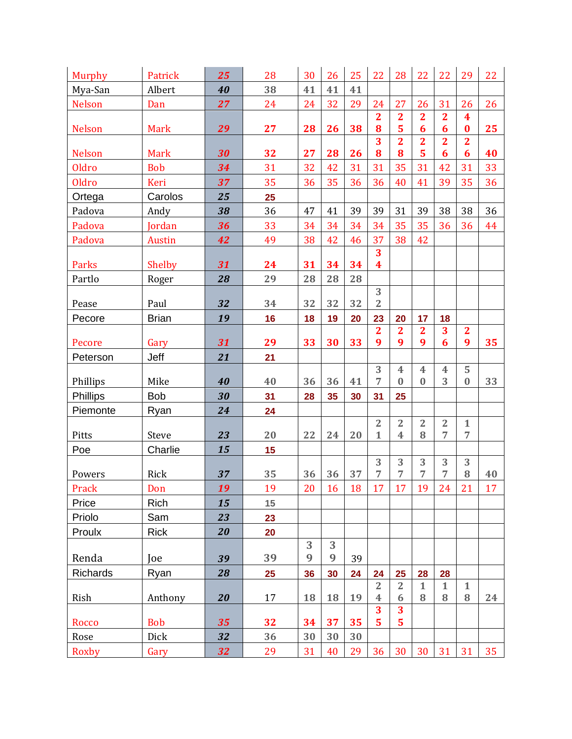| | | | | | | | | | | | | | |
|---|---|---|---|---|---|---|---|---|---|---|---|---|---|
| Murphy | Patrick | *25* | 28 | 30 | 26 | 25 | 22 | 28 | 22 | 22 | 29 | 22 |
| Mya-San | Albert | *40* | 38 | 41 | 41 | 41 | | | | | | |
| Nelson | Dan | *27* | 24 | 24 | 32 | 29 | 24 | 27 | 26 | 31 | 26 | 26 |
| Nelson | Mark | *29* | 27 | 28 | 26 | 38 | 28 | 25 | 26 | 26 | 40 | 25 |
| Nelson | Mark | *30* | 32 | 27 | 28 | 26 | 38 | 28 | 25 | 26 | 26 | 40 |
| Oldro | Bob | *34* | 31 | 32 | 42 | 31 | 31 | 35 | 31 | 42 | 31 | 33 |
| Oldro | Keri | *37* | 35 | 36 | 35 | 36 | 36 | 40 | 41 | 39 | 35 | 36 |
| Ortega | Carolos | *25* | 25 | | | | | | | | | |
| Padova | Andy | *38* | 36 | 47 | 41 | 39 | 39 | 31 | 39 | 38 | 38 | 36 |
| Padova | Jordan | *36* | 33 | 34 | 34 | 34 | 34 | 35 | 35 | 36 | 36 | 44 |
| Padova | Austin | *42* | 49 | 38 | 42 | 46 | 37 | 38 | 42 | | | |
| Parks | Shelby | *31* | 24 | 31 | 34 | 34 | 34 | | | | | |
| Partlo | Roger | *28* | 29 | 28 | 28 | 28 | | | | | | |
| Pease | Paul | *32* | 34 | 32 | 32 | 32 | 32 | | | | | |
| Pecore | Brian | *19* | 16 | 18 | 19 | 20 | 23 | 20 | 17 | 18 | | |
| Pecore | Gary | *31* | 29 | 33 | 30 | 33 | 29 | 29 | 29 | 36 | 29 | 35 |
| Peterson | Jeff | *21* | 21 | | | | | | | | | |
| Phillips | Mike | *40* | 40 | 36 | 36 | 41 | 37 | 40 | 40 | 43 | 50 | 33 |
| Phillips | Bob | *30* | 31 | 28 | 35 | 30 | 31 | 25 | | | | |
| Piemonte | Ryan | *24* | 24 | | | | | | | | | |
| Pitts | Steve | *23* | 20 | 22 | 24 | 20 | 21 | 24 | 28 | 27 | 17 | |
| Poe | Charlie | *15* | 15 | | | | | | | | | |
| Powers | Rick | *37* | 35 | 36 | 36 | 37 | 37 | 37 | 37 | 37 | 38 | 40 |
| Prack | Don | *19* | 19 | 20 | 16 | 18 | 17 | 17 | 19 | 24 | 21 | 17 |
| Price | Rich | *15* | 15 | | | | | | | | | |
| Priolo | Sam | *23* | 23 | | | | | | | | | |
| Proulx | Rick | *20* | 20 | | | | | | | | | |
| Renda | Joe | *39* | 39 | 39 | 39 | 39 | | | | | | |
| Richards | Ryan | *28* | 25 | 36 | 30 | 24 | 24 | 25 | 28 | 28 | | |
| Rish | Anthony | *20* | 17 | 18 | 18 | 19 | 24 | 26 | 18 | 18 | 18 | 24 |
| Rocco | Bob | *35* | 32 | 34 | 37 | 35 | 35 | 35 | | | | |
| Rose | Dick | *32* | 36 | 30 | 30 | 30 | | | | | | |
| Roxby | Gary | *32* | 29 | 31 | 40 | 29 | 36 | 30 | 30 | 31 | 31 | 35 |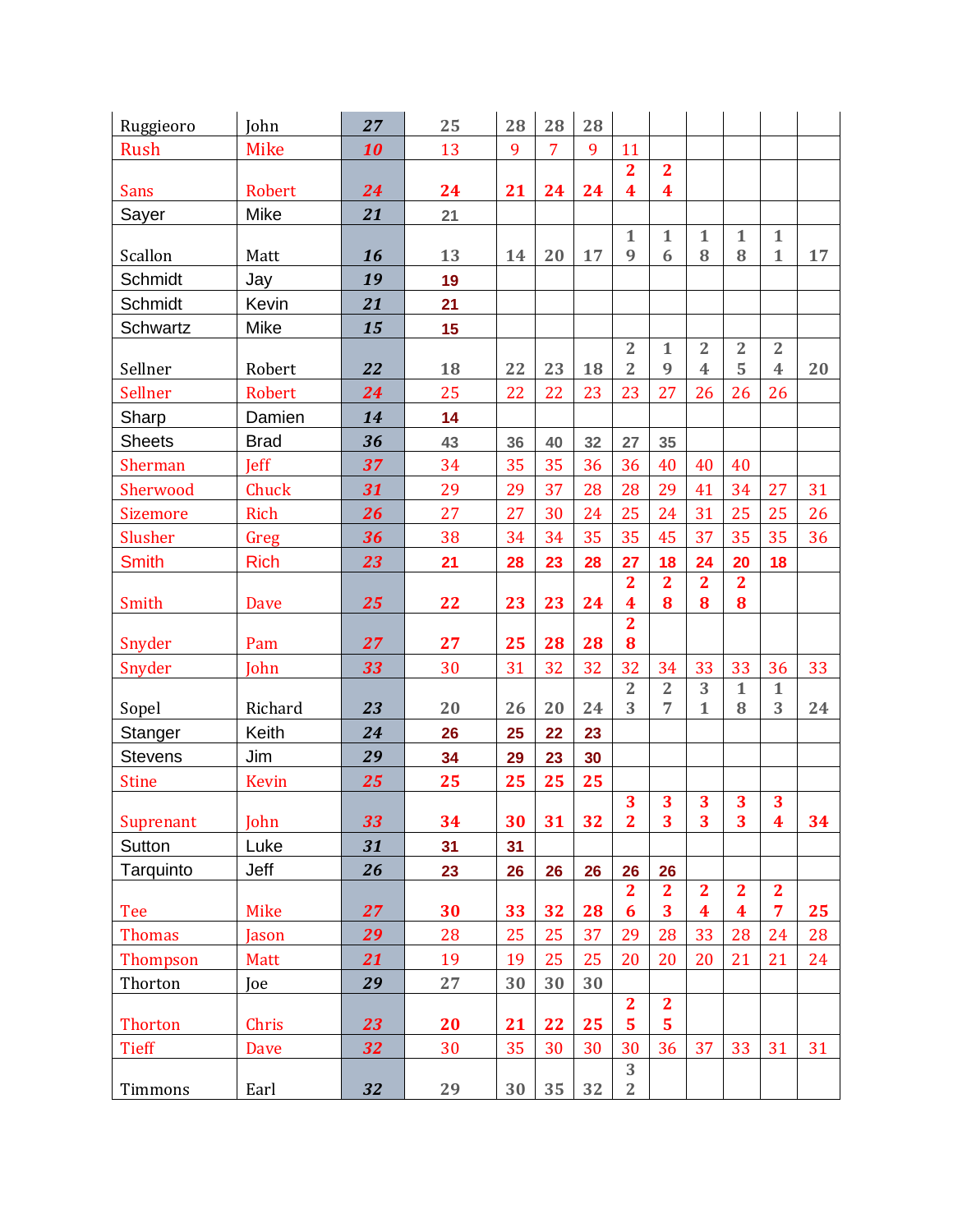| | | | | | | | | | | | | |
|---|---|---|---|---|---|---|---|---|---|---|---|---|
| Ruggieoro | John | ***27*** | 25 | 28 | 28 | 28 | | | | | | |
| Rush | Mike | ***10*** | 13 | 9 | 7 | 9 | 11 | | | | | |
| Sans | Robert | ***24*** | 24 | 21 | 24 | 24 | 24 | 24 | | | | |
| Sayer | Mike | ***21*** | 21 | | | | | | | | | |
| Scallon | Matt | ***16*** | 13 | 14 | 20 | 17 | 19 | 16 | 18 | 18 | 11 | 17 |
| Schmidt | Jay | ***19*** | 19 | | | | | | | | | |
| Schmidt | Kevin | ***21*** | 21 | | | | | | | | | |
| Schwartz | Mike | ***15*** | 15 | | | | | | | | | |
| Sellner | Robert | ***22*** | 18 | 22 | 23 | 18 | 22 | 19 | 24 | 25 | 24 | 20 |
| Sellner | Robert | ***24*** | 25 | 22 | 22 | 23 | 23 | 27 | 26 | 26 | 26 | |
| Sharp | Damien | ***14*** | 14 | | | | | | | | | |
| Sheets | Brad | ***36*** | 43 | 36 | 40 | 32 | 27 | 35 | | | | |
| Sherman | Jeff | ***37*** | 34 | 35 | 35 | 36 | 36 | 40 | 40 | 40 | | |
| Sherwood | Chuck | ***31*** | 29 | 29 | 37 | 28 | 28 | 29 | 41 | 34 | 27 | 31 |
| Sizemore | Rich | ***26*** | 27 | 27 | 30 | 24 | 25 | 24 | 31 | 25 | 25 | 26 |
| Slusher | Greg | ***36*** | 38 | 34 | 34 | 35 | 35 | 45 | 37 | 35 | 35 | 36 |
| Smith | Rich | ***23*** | 21 | 28 | 23 | 28 | 27 | 18 | 24 | 20 | 18 | |
| Smith | Dave | ***25*** | 22 | 23 | 23 | 24 | 24 | 28 | 28 | 28 | | |
| Snyder | Pam | ***27*** | 27 | 25 | 28 | 28 | 28 | | | | | |
| Snyder | John | ***33*** | 30 | 31 | 32 | 32 | 32 | 34 | 33 | 33 | 36 | 33 |
| Sopel | Richard | ***23*** | 20 | 26 | 20 | 24 | 23 | 27 | 31 | 18 | 13 | 24 |
| Stanger | Keith | ***24*** | 26 | 25 | 22 | 23 | | | | | | |
| Stevens | Jim | ***29*** | 34 | 29 | 23 | 30 | | | | | | |
| Stine | Kevin | ***25*** | 25 | 25 | 25 | 25 | | | | | | |
| Suprenant | John | ***33*** | 34 | 30 | 31 | 32 | 32 | 33 | 33 | 33 | 34 | 34 |
| Sutton | Luke | ***31*** | 31 | 31 | | | | | | | | |
| Tarquinto | Jeff | ***26*** | 23 | 26 | 26 | 26 | 26 | 26 | | | | |
| Tee | Mike | ***27*** | 30 | 33 | 32 | 28 | 26 | 23 | 24 | 24 | 27 | 25 |
| Thomas | Jason | ***29*** | 28 | 25 | 25 | 37 | 29 | 28 | 33 | 28 | 24 | 28 |
| Thompson | Matt | ***21*** | 19 | 19 | 25 | 25 | 20 | 20 | 20 | 21 | 21 | 24 |
| Thorton | Joe | ***29*** | 27 | 30 | 30 | 30 | | | | | | |
| Thorton | Chris | ***23*** | 20 | 21 | 22 | 25 | 25 | 25 | | | | |
| Tieff | Dave | ***32*** | 30 | 35 | 30 | 30 | 30 | 36 | 37 | 33 | 31 | 31 |
| Timmons | Earl | ***32*** | 29 | 30 | 35 | 32 | 32 | | | | | |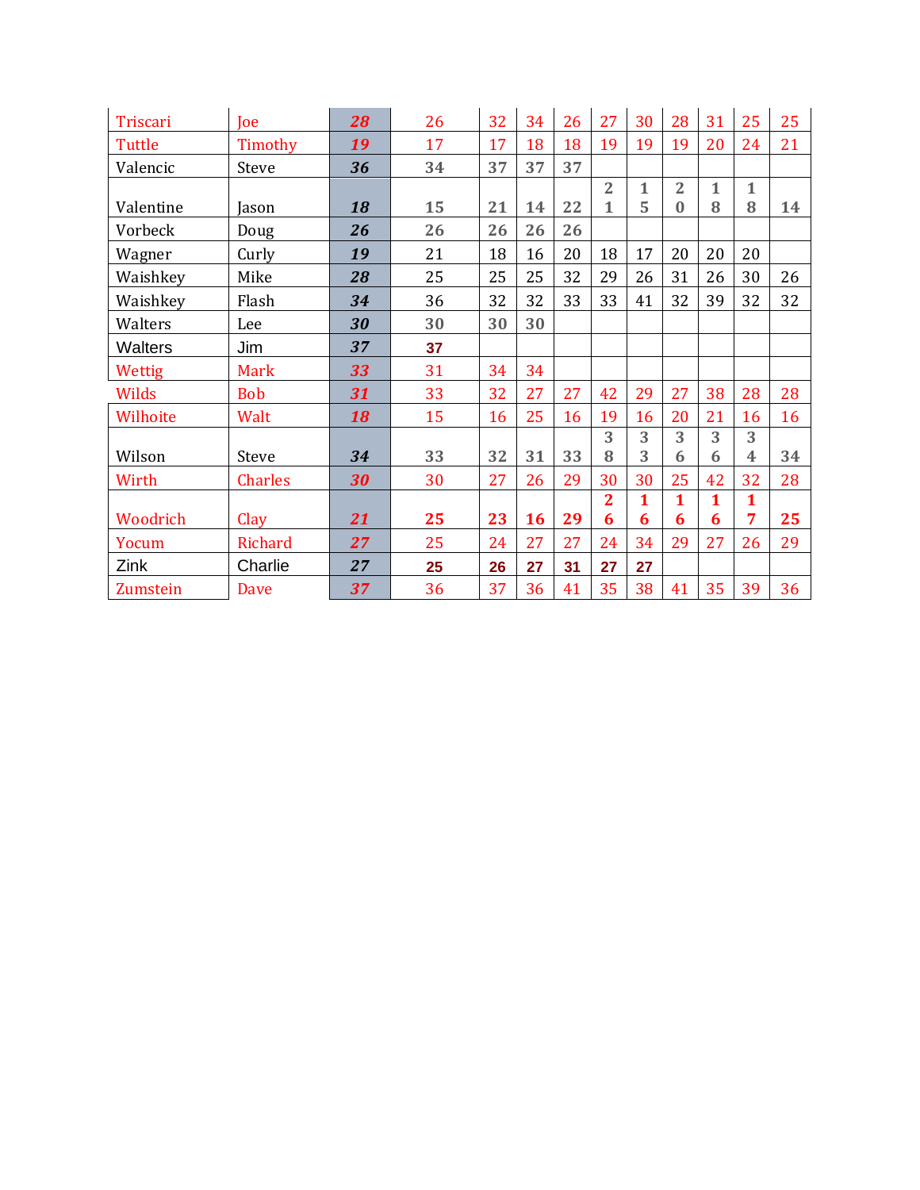| | | | | | | | | | | | | | |
|---|---|---|---|---|---|---|---|---|---|---|---|---|---|
| Triscari | Joe | ***28*** | 26 | 32 | 34 | 26 | 27 | 30 | 28 | 31 | 25 | 25 |
| Tuttle | Timothy | ***19*** | 17 | 17 | 18 | 18 | 19 | 19 | 19 | 20 | 24 | 21 |
| Valencic | Steve | ***36*** | **34** | **37** | **37** | **37** | | | | | | |
| Valentine | Jason | ***18*** | **15** | **21** | **14** | **22** | **21** | **15** | **20** | **18** | **18** | **14** |
| Vorbeck | Doug | ***26*** | **26** | **26** | **26** | **26** | | | | | | |
| Wagner | Curly | ***19*** | 21 | 18 | 16 | 20 | 18 | 17 | 20 | 20 | 20 | |
| Waishkey | Mike | ***28*** | 25 | 25 | 25 | 32 | 29 | 26 | 31 | 26 | 30 | 26 |
| Waishkey | Flash | ***34*** | 36 | 32 | 32 | 33 | 33 | 41 | 32 | 39 | 32 | 32 |
| Walters | Lee | ***30*** | **30** | **30** | **30** | | | | | | | |
| Walters | Jim | ***37*** | **37** | | | | | | | | | |
| Wettig | Mark | ***33*** | 31 | 34 | 34 | | | | | | | |
| Wilds | Bob | ***31*** | 33 | 32 | 27 | 27 | 42 | 29 | 27 | 38 | 28 | 28 |
| Wilhoite | Walt | ***18*** | 15 | 16 | 25 | 16 | 19 | 16 | 20 | 21 | 16 | 16 |
| Wilson | Steve | ***34*** | **33** | **32** | **31** | **33** | **38** | **33** | **36** | **36** | **34** | **34** |
| Wirth | Charles | ***30*** | 30 | 27 | 26 | 29 | 30 | 30 | 25 | 42 | 32 | 28 |
| Woodrich | Clay | ***21*** | **25** | **23** | **16** | **29** | **26** | **16** | **16** | **16** | **17** | **25** |
| Yocum | Richard | ***27*** | 25 | 24 | 27 | 27 | 24 | 34 | 29 | 27 | 26 | 29 |
| Zink | Charlie | ***27*** | **25** | **26** | **27** | **31** | **27** | **27** | | | | |
| Zumstein | Dave | ***37*** | 36 | 37 | 36 | 41 | 35 | 38 | 41 | 35 | 39 | 36 |